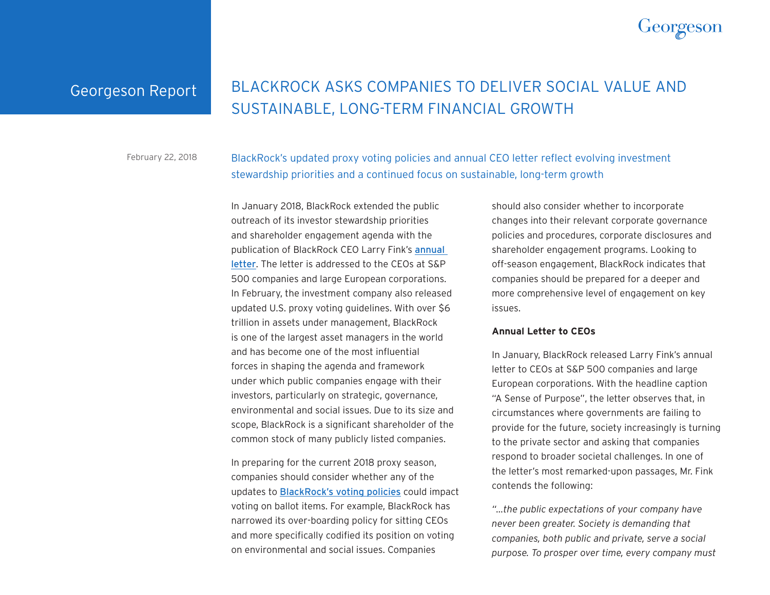Georgeson Report

# BLACKROCK ASKS COMPANIES TO DELIVER SOCIAL VALUE AND SUSTAINABLE, LONG-TERM FINANCIAL GROWTH

February 22, 2018

## BlackRock's updated proxy voting policies and annual CEO letter reflect evolving investment stewardship priorities and a continued focus on sustainable, long-term growth

In January 2018, BlackRock extended the public outreach of its investor stewardship priorities and shareholder engagement agenda with the publication of BlackRock CEO Larry Fink's annual letter. The letter is addressed to the CEOs at S&P 500 companies and large European corporations. In February, the investment company also released updated U.S. proxy voting guidelines. With over $6 trillion in assets under management, BlackRock is one of the largest asset managers in the world and has become one of the most influential forces in shaping the agenda and framework under which public companies engage with their investors, particularly on strategic, governance, environmental and social issues. Due to its size and scope, BlackRock is a significant shareholder of the common stock of many publicly listed companies.

In preparing for the current 2018 proxy season, companies should consider whether any of the updates to BlackRock's voting policies could impact voting on ballot items. For example, BlackRock has narrowed its over-boarding policy for sitting CEOs and more specifically codified its position on voting on environmental and social issues. Companies should also consider whether to incorporate changes into their relevant corporate governance policies and procedures, corporate disclosures and shareholder engagement programs. Looking to off-season engagement, BlackRock indicates that companies should be prepared for a deeper and more comprehensive level of engagement on key issues.

**Annual Letter to CEOs**

In January, BlackRock released Larry Fink's annual letter to CEOs at S&P 500 companies and large European corporations. With the headline caption "A Sense of Purpose", the letter observes that, in circumstances where governments are failing to provide for the future, society increasingly is turning to the private sector and asking that companies respond to broader societal challenges. In one of the letter's most remarked-upon passages, Mr. Fink contends the following:

*"...the public expectations of your company have never been greater. Society is demanding that companies, both public and private, serve a social purpose. To prosper over time, every company must*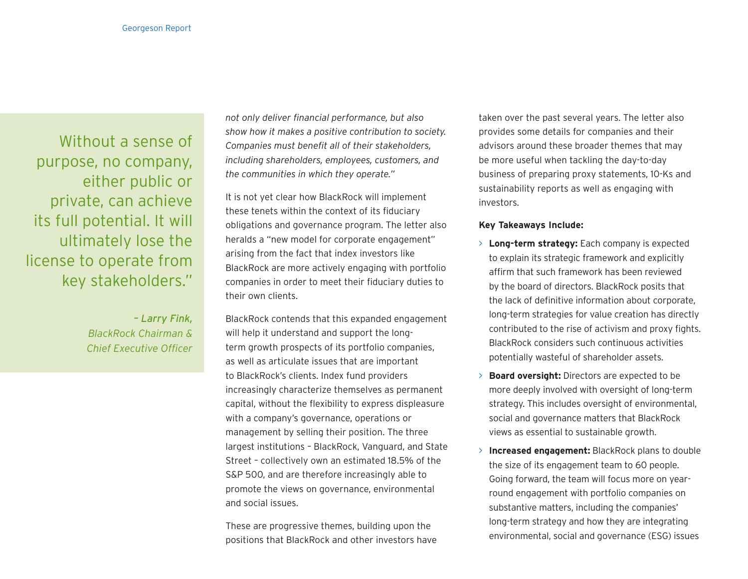> "Without a sense of purpose, no company, either public or private, can achieve its full potential. It will ultimately lose the license to operate from key stakeholders."
>
> *– Larry Fink, BlackRock Chairman & Chief Executive Officer*

*not only deliver financial performance, but also show how it makes a positive contribution to society. Companies must benefit all of their stakeholders, including shareholders, employees, customers, and the communities in which they operate."*

It is not yet clear how BlackRock will implement these tenets within the context of its fiduciary obligations and governance program. The letter also heralds a "new model for corporate engagement" arising from the fact that index investors like BlackRock are more actively engaging with portfolio companies in order to meet their fiduciary duties to their own clients.

BlackRock contends that this expanded engagement will help it understand and support the long-term growth prospects of its portfolio companies, as well as articulate issues that are important to BlackRock's clients. Index fund providers increasingly characterize themselves as permanent capital, without the flexibility to express displeasure with a company's governance, operations or management by selling their position. The three largest institutions – BlackRock, Vanguard, and State Street – collectively own an estimated 18.5% of the S&P 500, and are therefore increasingly able to promote the views on governance, environmental and social issues.

These are progressive themes, building upon the positions that BlackRock and other investors have taken over the past several years. The letter also provides some details for companies and their advisors around these broader themes that may be more useful when tackling the day-to-day business of preparing proxy statements, 10-Ks and sustainability reports as well as engaging with investors.

**Key Takeaways Include:**

- **Long-term strategy:** Each company is expected to explain its strategic framework and explicitly affirm that such framework has been reviewed by the board of directors. BlackRock posits that the lack of definitive information about corporate, long-term strategies for value creation has directly contributed to the rise of activism and proxy fights. BlackRock considers such continuous activities potentially wasteful of shareholder assets.
- **Board oversight:** Directors are expected to be more deeply involved with oversight of long-term strategy. This includes oversight of environmental, social and governance matters that BlackRock views as essential to sustainable growth.
- **Increased engagement:** BlackRock plans to double the size of its engagement team to 60 people. Going forward, the team will focus more on year-round engagement with portfolio companies on substantive matters, including the companies' long-term strategy and how they are integrating environmental, social and governance (ESG) issues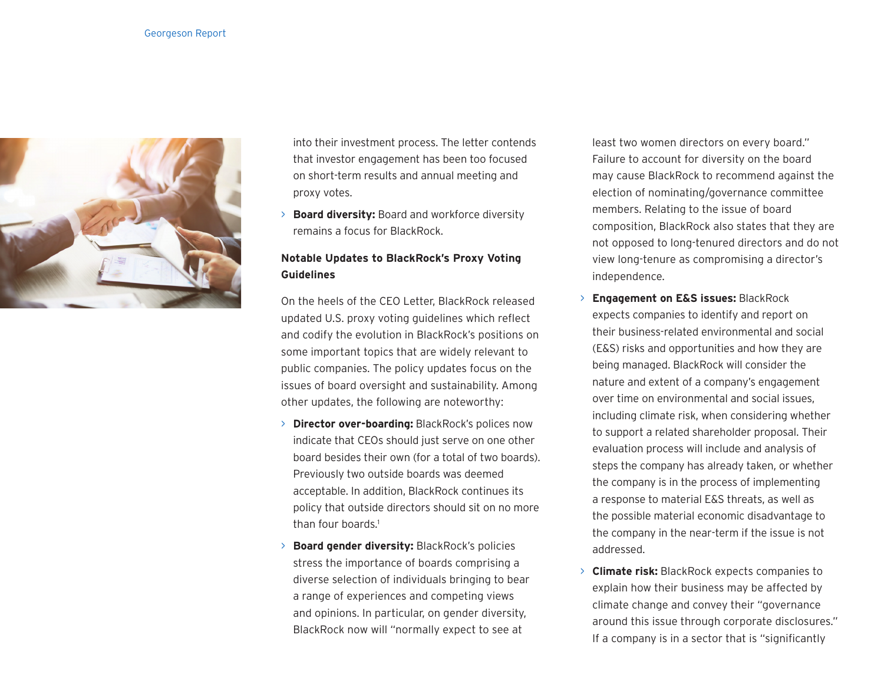into their investment process. The letter contends that investor engagement has been too focused on short-term results and annual meeting and proxy votes.

- **Board diversity:** Board and workforce diversity remains a focus for BlackRock.

**Notable Updates to BlackRock's Proxy Voting Guidelines**

On the heels of the CEO Letter, BlackRock released updated U.S. proxy voting guidelines which reflect and codify the evolution in BlackRock's positions on some important topics that are widely relevant to public companies. The policy updates focus on the issues of board oversight and sustainability. Among other updates, the following are noteworthy:

- **Director over-boarding:** BlackRock's polices now indicate that CEOs should just serve on one other board besides their own (for a total of two boards). Previously two outside boards was deemed acceptable. In addition, BlackRock continues its policy that outside directors should sit on no more than four boards.[1]
- **Board gender diversity:** BlackRock's policies stress the importance of boards comprising a diverse selection of individuals bringing to bear a range of experiences and competing views and opinions. In particular, on gender diversity, BlackRock now will "normally expect to see at least two women directors on every board." Failure to account for diversity on the board may cause BlackRock to recommend against the election of nominating/governance committee members. Relating to the issue of board composition, BlackRock also states that they are not opposed to long-tenured directors and do not view long-tenure as compromising a director's independence.
- **Engagement on E&S issues:** BlackRock expects companies to identify and report on their business-related environmental and social (E&S) risks and opportunities and how they are being managed. BlackRock will consider the nature and extent of a company's engagement over time on environmental and social issues, including climate risk, when considering whether to support a related shareholder proposal. Their evaluation process will include and analysis of steps the company has already taken, or whether the company is in the process of implementing a response to material E&S threats, as well as the possible material economic disadvantage to the company in the near-term if the issue is not addressed.
- **Climate risk:** BlackRock expects companies to explain how their business may be affected by climate change and convey their "governance around this issue through corporate disclosures." If a company is in a sector that is "significantly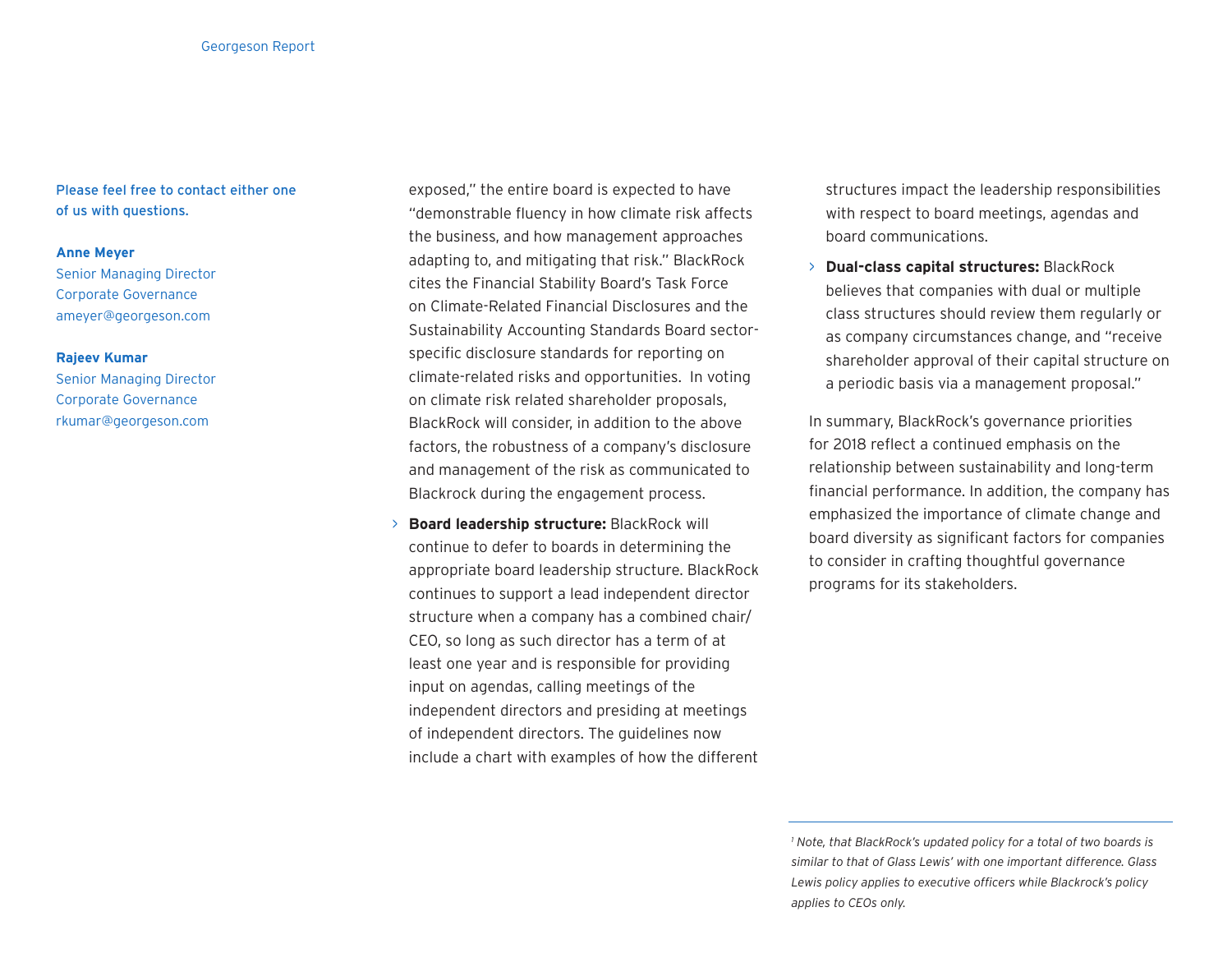Please feel free to contact either one of us with questions.

**Anne Meyer**
Senior Managing Director
Corporate Governance
ameyer@georgeson.com

**Rajeev Kumar**
Senior Managing Director
Corporate Governance
rkumar@georgeson.com

exposed," the entire board is expected to have "demonstrable fluency in how climate risk affects the business, and how management approaches adapting to, and mitigating that risk." BlackRock cites the Financial Stability Board's Task Force on Climate-Related Financial Disclosures and the Sustainability Accounting Standards Board sector-specific disclosure standards for reporting on climate-related risks and opportunities. In voting on climate risk related shareholder proposals, BlackRock will consider, in addition to the above factors, the robustness of a company's disclosure and management of the risk as communicated to Blackrock during the engagement process.

- **Board leadership structure:** BlackRock will continue to defer to boards in determining the appropriate board leadership structure. BlackRock continues to support a lead independent director structure when a company has a combined chair/CEO, so long as such director has a term of at least one year and is responsible for providing input on agendas, calling meetings of the independent directors and presiding at meetings of independent directors. The guidelines now include a chart with examples of how the different structures impact the leadership responsibilities with respect to board meetings, agendas and board communications.
- **Dual-class capital structures:** BlackRock believes that companies with dual or multiple class structures should review them regularly or as company circumstances change, and "receive shareholder approval of their capital structure on a periodic basis via a management proposal."

In summary, BlackRock's governance priorities for 2018 reflect a continued emphasis on the relationship between sustainability and long-term financial performance. In addition, the company has emphasized the importance of climate change and board diversity as significant factors for companies to consider in crafting thoughtful governance programs for its stakeholders.

---

*[1] Note, that BlackRock's updated policy for a total of two boards is similar to that of Glass Lewis' with one important difference. Glass Lewis policy applies to executive officers while Blackrock's policy applies to CEOs only.*